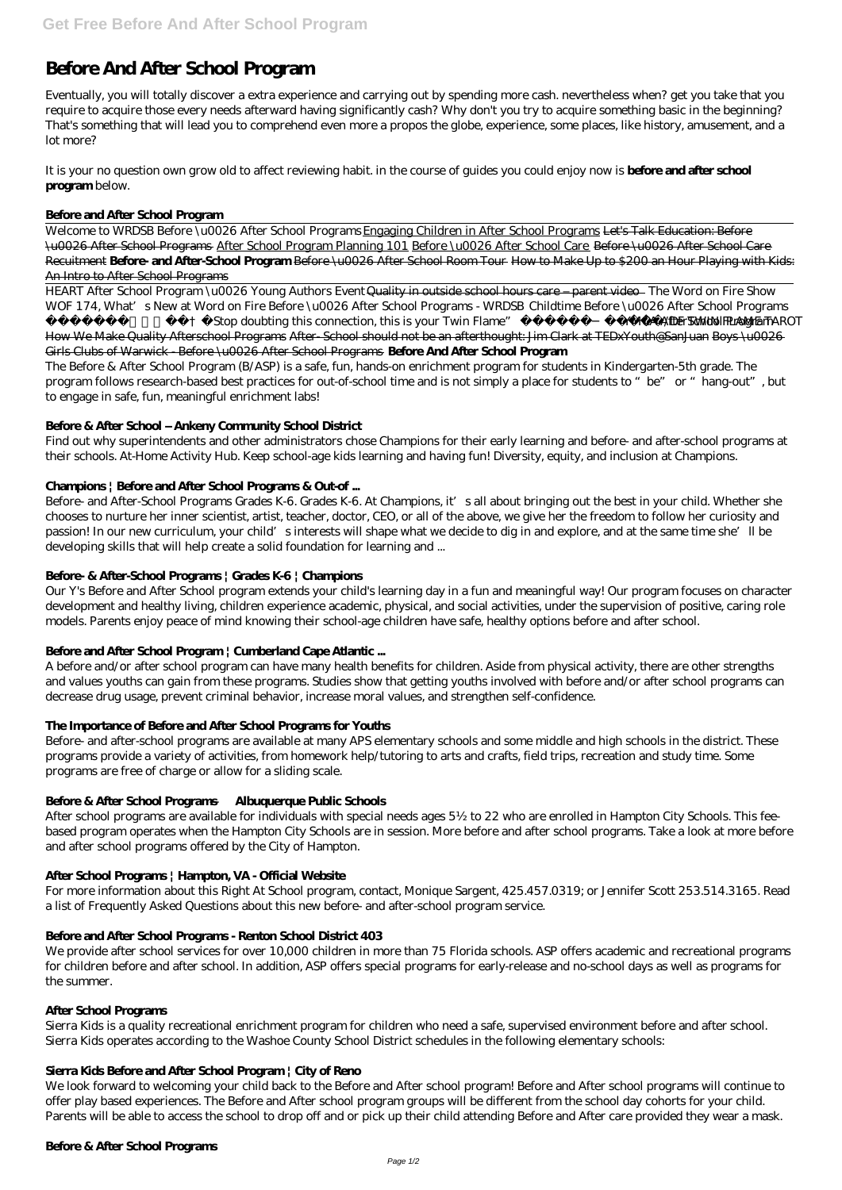# Before And After School Program

Eventually, you will totally discover a extra experience and carrying out by spending more cash. nevertheless when? get you take that you require to acquire those every needs afterward having significantly cash? Why don't you try to acquire something basic in the beginning? That's something that will lead you to comprehend even more a propos the globe, experience, some places, like history, amusement, and a lot more?

It is your no question own grow old to affect reviewing habit. in the course of guides you could enjoy now is **before and after school program** below.

## Before and After School Program

Welcome to WRDSB Before \u0026 After School Programs Engaging Children in After School Programs ~~Let's Talk Education: Before \u0026 After School Programs~~ After School Program Planning 101 Before \u0026 After School Care ~~Before \u0026 After School Care Recuitment~~ **Before- and After-School Program** ~~Before \u0026 After School Room Tour~~ ~~How to Make Up to $200 an Hour Playing with Kids: An Intro to After School Programs~~

HEART After School Program \u0026 Young Authors Event ~~Quality in outside school hours care – parent video~~ *The Word on Fire Show WOF 174, What's New at Word on Fire Before \u0026 After School Programs - WRDSB Childtime Before \u0026 After School Programs* "Stop doubting this connection, this is your Twin Flame" *TWIN FLAME TAROT* *MCA After School Program* How We Make Quality Afterschool Programs ~~After- School should not be an afterthought: Jim Clark at TEDxYouth@SanJuan Boys \u0026 Girls Clubs of Warwick - Before \u0026 After School Programs~~ **Before And After School Program**

The Before & After School Program (B/ASP) is a safe, fun, hands-on enrichment program for students in Kindergarten-5th grade. The program follows research-based best practices for out-of-school time and is not simply a place for students to "be" or "hang-out", but to engage in safe, fun, meaningful enrichment labs!

## Before & After School – Ankeny Community School District

Find out why superintendents and other administrators chose Champions for their early learning and before- and after-school programs at their schools. At-Home Activity Hub. Keep school-age kids learning and having fun! Diversity, equity, and inclusion at Champions.

## Champions | Before and After School Programs & Out-of ...

Before- and After-School Programs Grades K-6. Grades K-6. At Champions, it's all about bringing out the best in your child. Whether she chooses to nurture her inner scientist, artist, teacher, doctor, CEO, or all of the above, we give her the freedom to follow her curiosity and passion! In our new curriculum, your child's interests will shape what we decide to dig in and explore, and at the same time she'll be developing skills that will help create a solid foundation for learning and ...

## Before- & After-School Programs | Grades K-6 | Champions

Our Y's Before and After School program extends your child's learning day in a fun and meaningful way! Our program focuses on character development and healthy living, children experience academic, physical, and social activities, under the supervision of positive, caring role models. Parents enjoy peace of mind knowing their school-age children have safe, healthy options before and after school.

## Before and After School Program | Cumberland Cape Atlantic ...

A before and/or after school program can have many health benefits for children. Aside from physical activity, there are other strengths and values youths can gain from these programs. Studies show that getting youths involved with before and/or after school programs can decrease drug usage, prevent criminal behavior, increase moral values, and strengthen self-confidence.

## The Importance of Before and After School Programs for Youths

Before- and after-school programs are available at many APS elementary schools and some middle and high schools in the district. These programs provide a variety of activities, from homework help/tutoring to arts and crafts, field trips, recreation and study time. Some programs are free of charge or allow for a sliding scale.

## Before & After School Programs — Albuquerque Public Schools

After school programs are available for individuals with special needs ages 5½ to 22 who are enrolled in Hampton City Schools. This fee-based program operates when the Hampton City Schools are in session. More before and after school programs. Take a look at more before and after school programs offered by the City of Hampton.

## After School Programs | Hampton, VA - Official Website

For more information about this Right At School program, contact, Monique Sargent, 425.457.0319; or Jennifer Scott 253.514.3165. Read a list of Frequently Asked Questions about this new before- and after-school program service.

## Before and After School Programs - Renton School District 403

We provide after school services for over 10,000 children in more than 75 Florida schools. ASP offers academic and recreational programs for children before and after school. In addition, ASP offers special programs for early-release and no-school days as well as programs for the summer.

## After School Programs

Sierra Kids is a quality recreational enrichment program for children who need a safe, supervised environment before and after school. Sierra Kids operates according to the Washoe County School District schedules in the following elementary schools:

## Sierra Kids Before and After School Program | City of Reno

We look forward to welcoming your child back to the Before and After school program! Before and After school programs will continue to offer play based experiences. The Before and After school program groups will be different from the school day cohorts for your child. Parents will be able to access the school to drop off and or pick up their child attending Before and After care provided they wear a mask.

## Before & After School Programs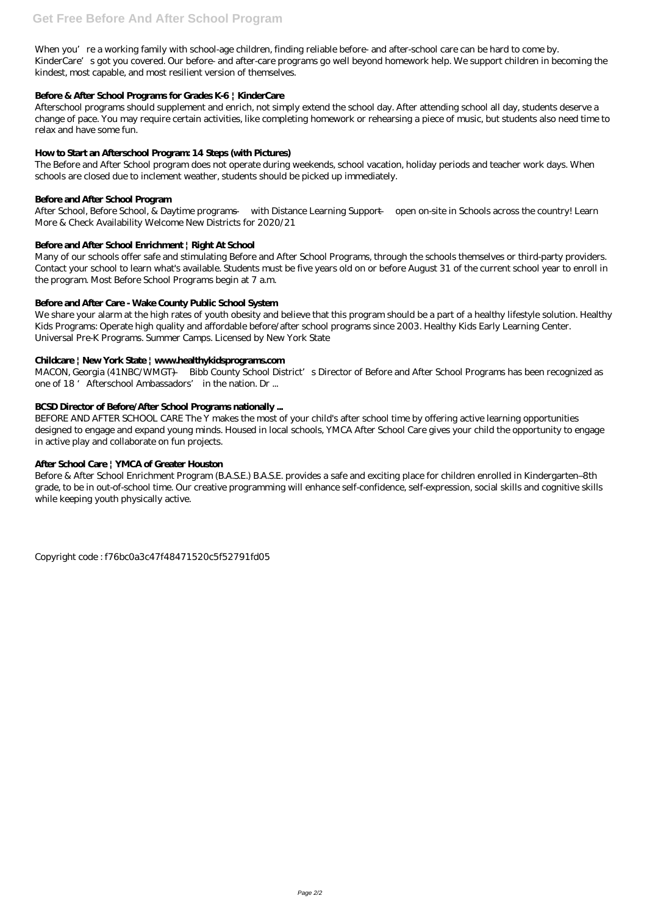When you're a working family with school-age children, finding reliable before- and after-school care can be hard to come by. KinderCare's got you covered. Our before- and after-care programs go well beyond homework help. We support children in becoming the kindest, most capable, and most resilient version of themselves.

**Before & After School Programs for Grades K-6 | KinderCare**

Afterschool programs should supplement and enrich, not simply extend the school day. After attending school all day, students deserve a change of pace. You may require certain activities, like completing homework or rehearsing a piece of music, but students also need time to relax and have some fun.

**How to Start an Afterschool Program: 14 Steps (with Pictures)**

The Before and After School program does not operate during weekends, school vacation, holiday periods and teacher work days. When schools are closed due to inclement weather, students should be picked up immediately.

**Before and After School Program**

After School, Before School, & Daytime programs — with Distance Learning Support — open on-site in Schools across the country! Learn More & Check Availability Welcome New Districts for 2020/21

**Before and After School Enrichment | Right At School**

Many of our schools offer safe and stimulating Before and After School Programs, through the schools themselves or third-party providers. Contact your school to learn what's available. Students must be five years old on or before August 31 of the current school year to enroll in the program. Most Before School Programs begin at 7 a.m.

**Before and After Care - Wake County Public School System**

We share your alarm at the high rates of youth obesity and believe that this program should be a part of a healthy lifestyle solution. Healthy Kids Programs: Operate high quality and affordable before/after school programs since 2003. Healthy Kids Early Learning Center. Universal Pre-K Programs. Summer Camps. Licensed by New York State

**Childcare | New York State | www.healthykidsprograms.com**

MACON, Georgia (41NBC/WMGT) — Bibb County School District's Director of Before and After School Programs has been recognized as one of 18 'Afterschool Ambassadors' in the nation. Dr ...

**BCSD Director of Before/After School Programs nationally ...**

BEFORE AND AFTER SCHOOL CARE The Y makes the most of your child's after school time by offering active learning opportunities designed to engage and expand young minds. Housed in local schools, YMCA After School Care gives your child the opportunity to engage in active play and collaborate on fun projects.

**After School Care | YMCA of Greater Houston**

Before & After School Enrichment Program (B.A.S.E.) B.A.S.E. provides a safe and exciting place for children enrolled in Kindergarten–8th grade, to be in out-of-school time. Our creative programming will enhance self-confidence, self-expression, social skills and cognitive skills while keeping youth physically active.

Copyright code : f76bc0a3c47f48471520c5f52791fd05